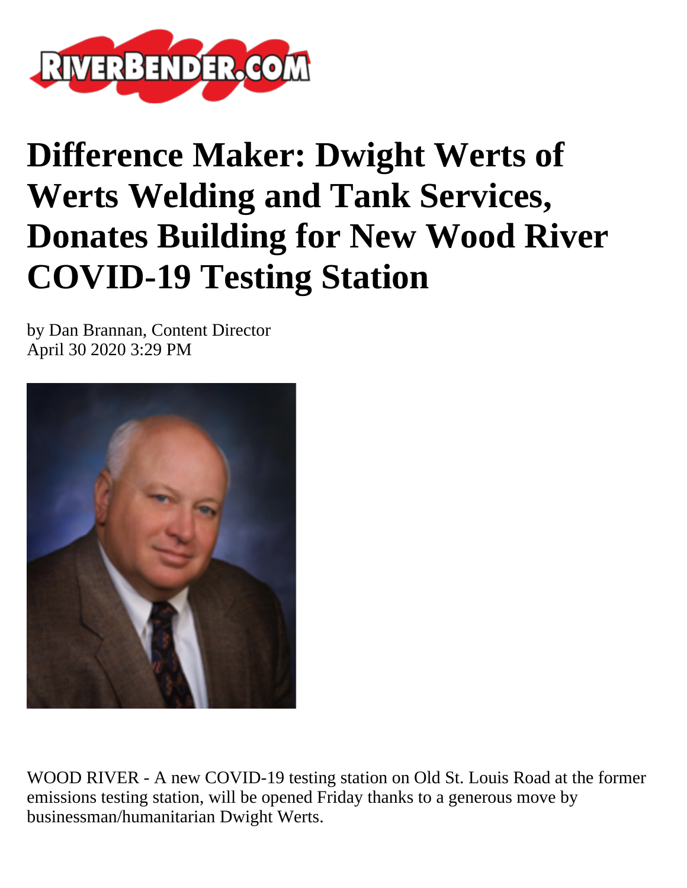# Difference Maker: Dwight Werts of Werts Welding and Tank Services, Donates Building for New Wood River COVID-19 Testing Station

by Dan Brannan, Content Director
April 30 2020 3:29 PM

WOOD RIVER - A new COVID-19 testing station on Old St. Louis Road at the former emissions testing station, will be opened Friday thanks to a generous move by businessman/humanitarian Dwight Werts.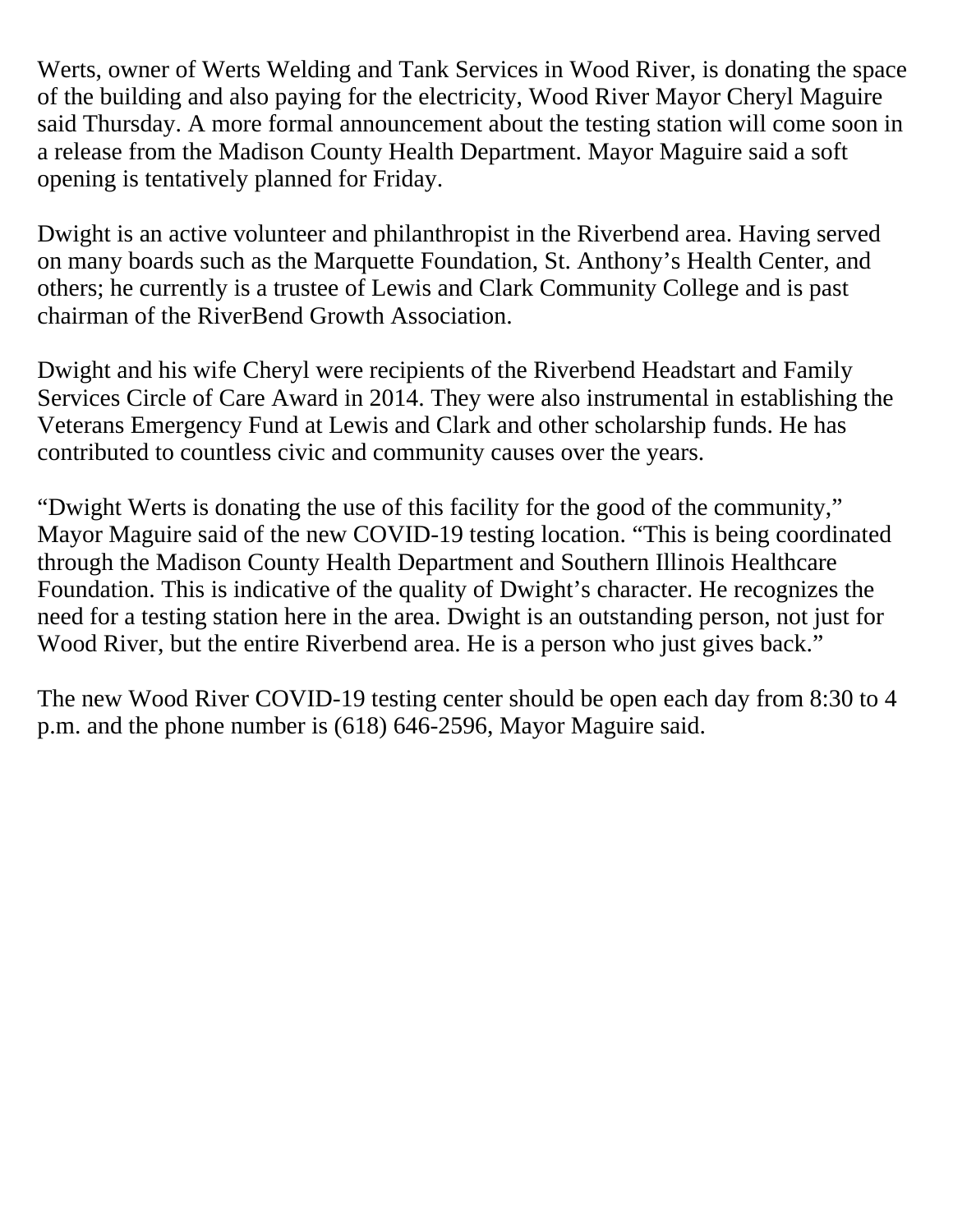Werts, owner of Werts Welding and Tank Services in Wood River, is donating the space of the building and also paying for the electricity, Wood River Mayor Cheryl Maguire said Thursday. A more formal announcement about the testing station will come soon in a release from the Madison County Health Department. Mayor Maguire said a soft opening is tentatively planned for Friday.

Dwight is an active volunteer and philanthropist in the Riverbend area. Having served on many boards such as the Marquette Foundation, St. Anthony's Health Center, and others; he currently is a trustee of Lewis and Clark Community College and is past chairman of the RiverBend Growth Association.

Dwight and his wife Cheryl were recipients of the Riverbend Headstart and Family Services Circle of Care Award in 2014. They were also instrumental in establishing the Veterans Emergency Fund at Lewis and Clark and other scholarship funds. He has contributed to countless civic and community causes over the years.

"Dwight Werts is donating the use of this facility for the good of the community," Mayor Maguire said of the new COVID-19 testing location. "This is being coordinated through the Madison County Health Department and Southern Illinois Healthcare Foundation. This is indicative of the quality of Dwight's character. He recognizes the need for a testing station here in the area. Dwight is an outstanding person, not just for Wood River, but the entire Riverbend area. He is a person who just gives back."

The new Wood River COVID-19 testing center should be open each day from 8:30 to 4 p.m. and the phone number is (618) 646-2596, Mayor Maguire said.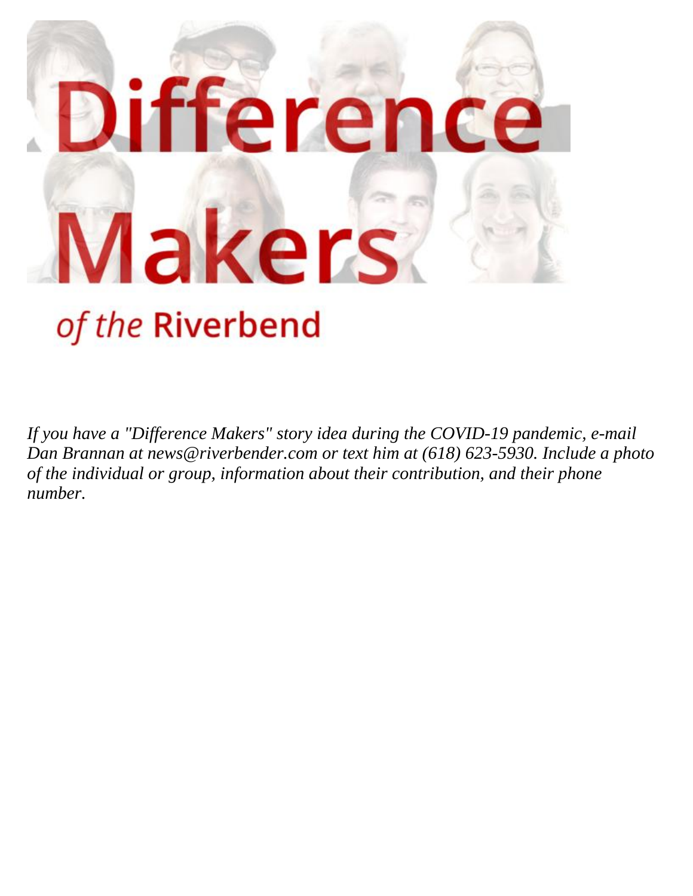# Difference Makers

of the Riverbend

*If you have a "Difference Makers" story idea during the COVID-19 pandemic, e-mail Dan Brannan at news@riverbender.com or text him at (618) 623-5930. Include a photo of the individual or group, information about their contribution, and their phone number.*